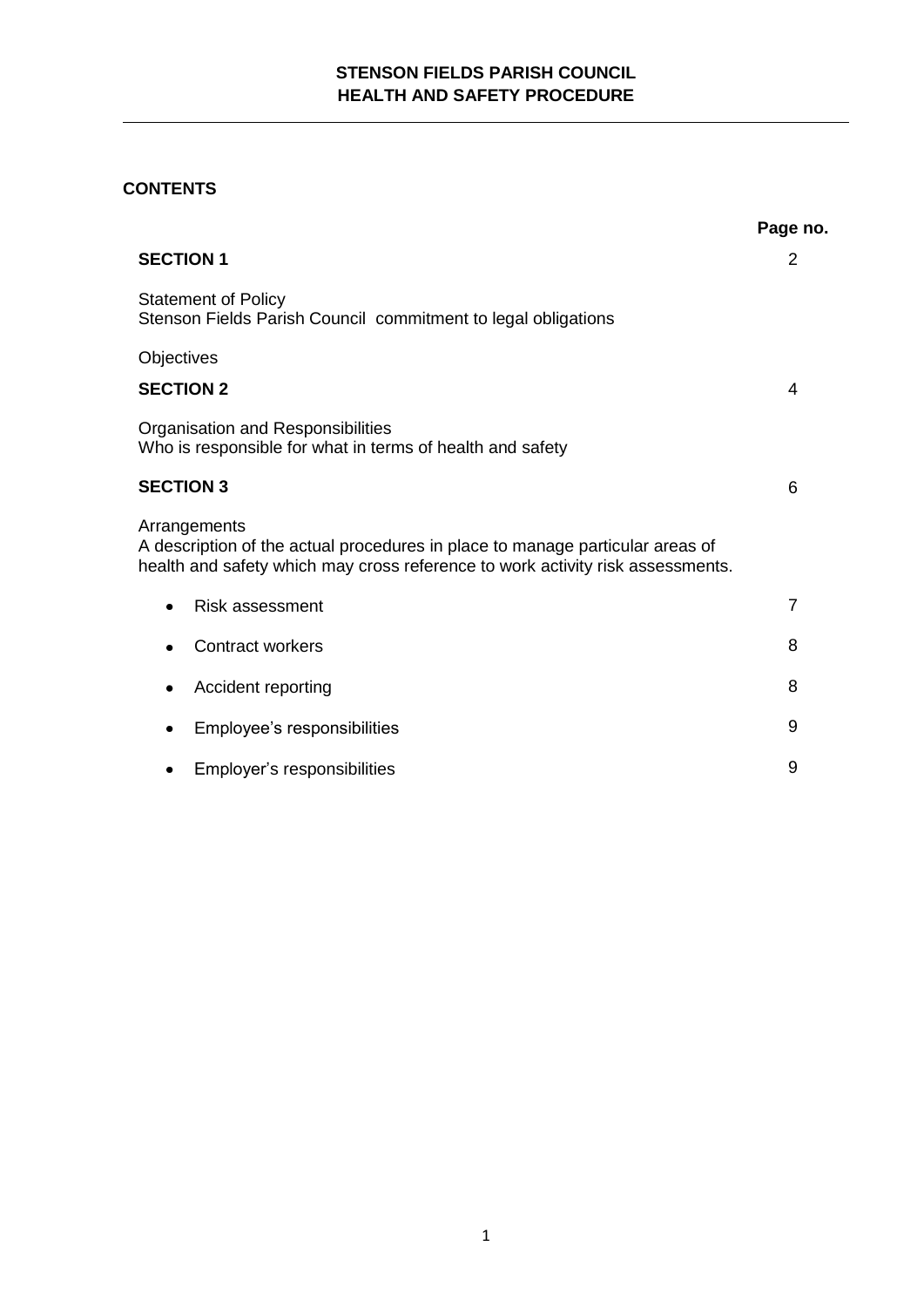**STENSON FIELDS PARISH COUNCIL**
**HEALTH AND SAFETY PROCEDURE**

---

## CONTENTS

| | Page no. |
|---|---|
| **SECTION 1** | 2 |
| Statement of Policy<br>Stenson Fields Parish Council commitment to legal obligations | |
| Objectives | |
| **SECTION 2** | 4 |
| Organisation and Responsibilities<br>Who is responsible for what in terms of health and safety | |
| **SECTION 3** | 6 |
| Arrangements<br>A description of the actual procedures in place to manage particular areas of health and safety which may cross reference to work activity risk assessments. | |
| • Risk assessment | 7 |
| • Contract workers | 8 |
| • Accident reporting | 8 |
| • Employee's responsibilities | 9 |
| • Employer's responsibilities | 9 |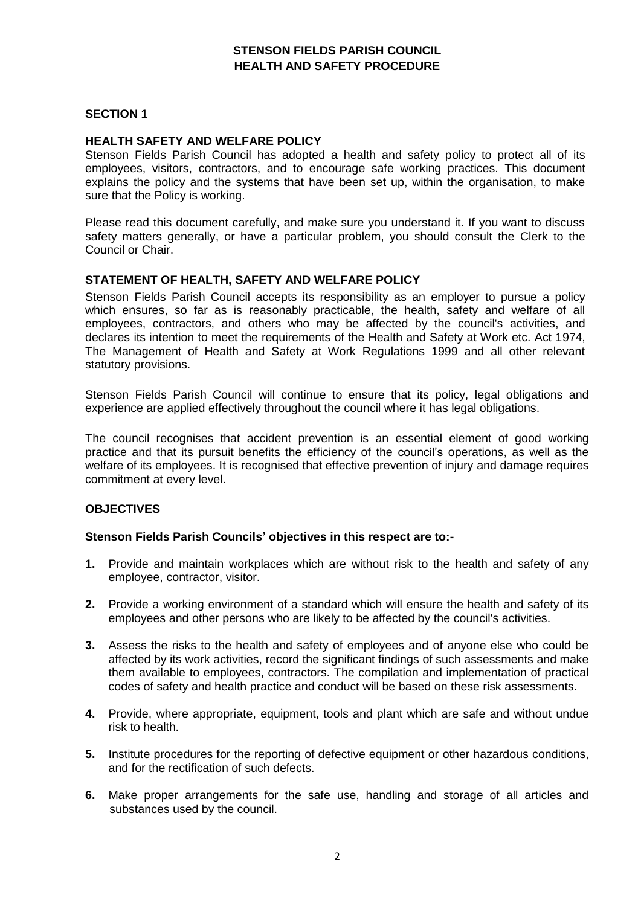# STENSON FIELDS PARISH COUNCIL
# HEALTH AND SAFETY PROCEDURE

## SECTION 1

### HEALTH SAFETY AND WELFARE POLICY

Stenson Fields Parish Council has adopted a health and safety policy to protect all of its employees, visitors, contractors, and to encourage safe working practices. This document explains the policy and the systems that have been set up, within the organisation, to make sure that the Policy is working.

Please read this document carefully, and make sure you understand it. If you want to discuss safety matters generally, or have a particular problem, you should consult the Clerk to the Council or Chair.

### STATEMENT OF HEALTH, SAFETY AND WELFARE POLICY

Stenson Fields Parish Council accepts its responsibility as an employer to pursue a policy which ensures, so far as is reasonably practicable, the health, safety and welfare of all employees, contractors, and others who may be affected by the council's activities, and declares its intention to meet the requirements of the Health and Safety at Work etc. Act 1974, The Management of Health and Safety at Work Regulations 1999 and all other relevant statutory provisions.

Stenson Fields Parish Council will continue to ensure that its policy, legal obligations and experience are applied effectively throughout the council where it has legal obligations.

The council recognises that accident prevention is an essential element of good working practice and that its pursuit benefits the efficiency of the council's operations, as well as the welfare of its employees. It is recognised that effective prevention of injury and damage requires commitment at every level.

### OBJECTIVES

**Stenson Fields Parish Councils' objectives in this respect are to:-**

1. Provide and maintain workplaces which are without risk to the health and safety of any employee, contractor, visitor.
2. Provide a working environment of a standard which will ensure the health and safety of its employees and other persons who are likely to be affected by the council's activities.
3. Assess the risks to the health and safety of employees and of anyone else who could be affected by its work activities, record the significant findings of such assessments and make them available to employees, contractors. The compilation and implementation of practical codes of safety and health practice and conduct will be based on these risk assessments.
4. Provide, where appropriate, equipment, tools and plant which are safe and without undue risk to health.
5. Institute procedures for the reporting of defective equipment or other hazardous conditions, and for the rectification of such defects.
6. Make proper arrangements for the safe use, handling and storage of all articles and substances used by the council.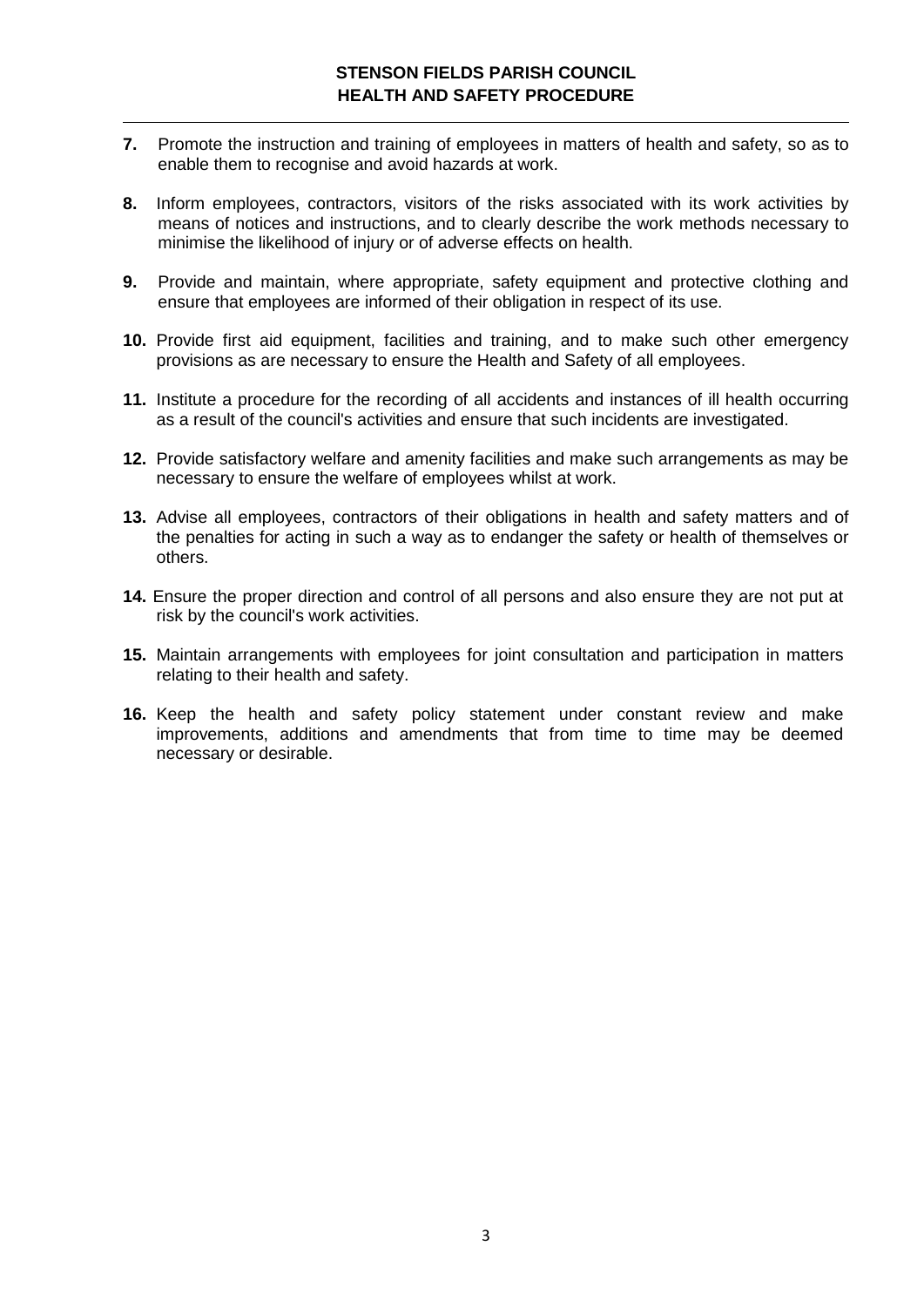7. Promote the instruction and training of employees in matters of health and safety, so as to enable them to recognise and avoid hazards at work.

8. Inform employees, contractors, visitors of the risks associated with its work activities by means of notices and instructions, and to clearly describe the work methods necessary to minimise the likelihood of injury or of adverse effects on health.

9. Provide and maintain, where appropriate, safety equipment and protective clothing and ensure that employees are informed of their obligation in respect of its use.

10. Provide first aid equipment, facilities and training, and to make such other emergency provisions as are necessary to ensure the Health and Safety of all employees.

11. Institute a procedure for the recording of all accidents and instances of ill health occurring as a result of the council's activities and ensure that such incidents are investigated.

12. Provide satisfactory welfare and amenity facilities and make such arrangements as may be necessary to ensure the welfare of employees whilst at work.

13. Advise all employees, contractors of their obligations in health and safety matters and of the penalties for acting in such a way as to endanger the safety or health of themselves or others.

14. Ensure the proper direction and control of all persons and also ensure they are not put at risk by the council's work activities.

15. Maintain arrangements with employees for joint consultation and participation in matters relating to their health and safety.

16. Keep the health and safety policy statement under constant review and make improvements, additions and amendments that from time to time may be deemed necessary or desirable.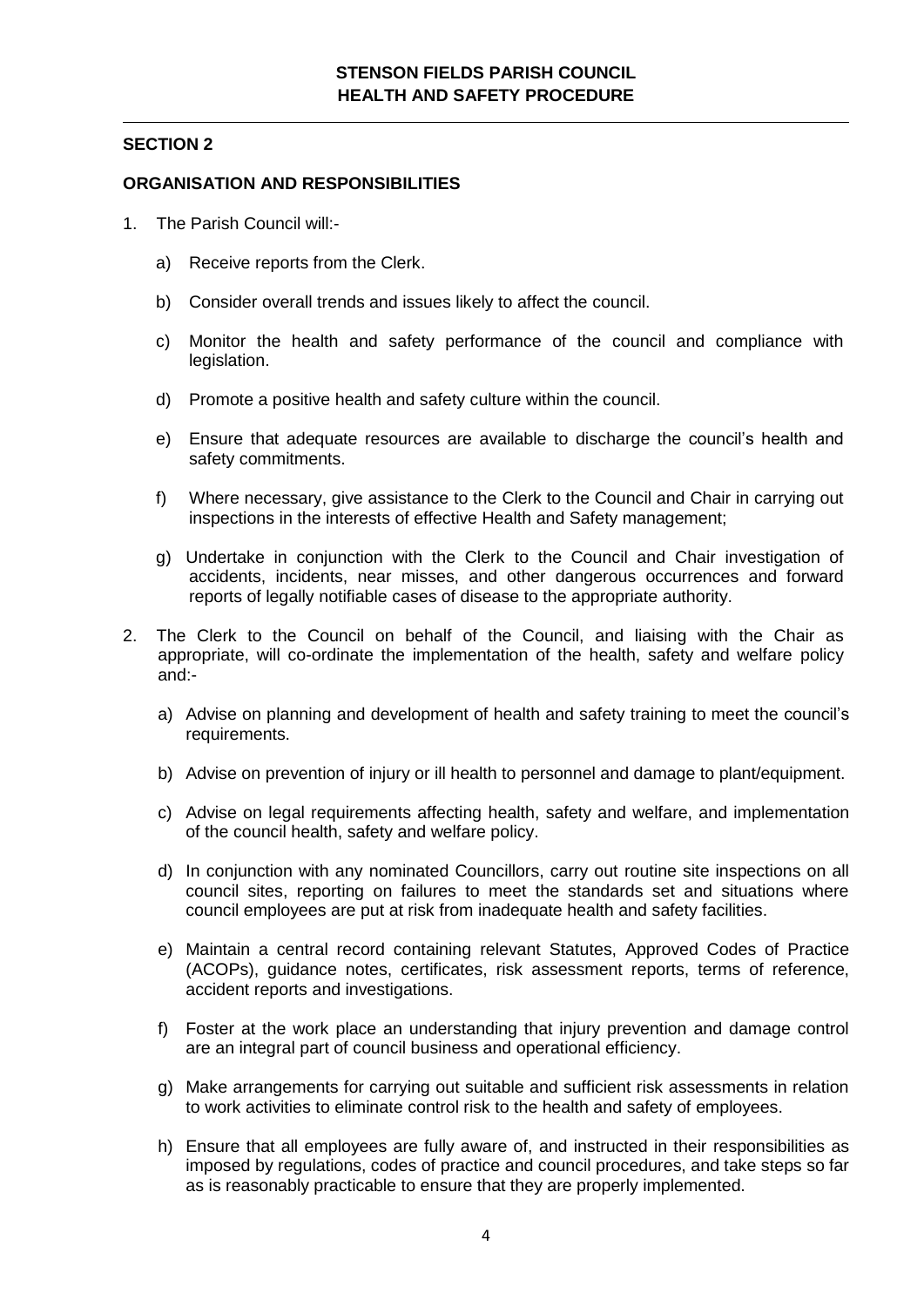## SECTION 2

### ORGANISATION AND RESPONSIBILITIES

1. The Parish Council will:-

   a) Receive reports from the Clerk.

   b) Consider overall trends and issues likely to affect the council.

   c) Monitor the health and safety performance of the council and compliance with legislation.

   d) Promote a positive health and safety culture within the council.

   e) Ensure that adequate resources are available to discharge the council's health and safety commitments.

   f) Where necessary, give assistance to the Clerk to the Council and Chair in carrying out inspections in the interests of effective Health and Safety management;

   g) Undertake in conjunction with the Clerk to the Council and Chair investigation of accidents, incidents, near misses, and other dangerous occurrences and forward reports of legally notifiable cases of disease to the appropriate authority.

2. The Clerk to the Council on behalf of the Council, and liaising with the Chair as appropriate, will co-ordinate the implementation of the health, safety and welfare policy and:-

   a) Advise on planning and development of health and safety training to meet the council's requirements.

   b) Advise on prevention of injury or ill health to personnel and damage to plant/equipment.

   c) Advise on legal requirements affecting health, safety and welfare, and implementation of the council health, safety and welfare policy.

   d) In conjunction with any nominated Councillors, carry out routine site inspections on all council sites, reporting on failures to meet the standards set and situations where council employees are put at risk from inadequate health and safety facilities.

   e) Maintain a central record containing relevant Statutes, Approved Codes of Practice (ACOPs), guidance notes, certificates, risk assessment reports, terms of reference, accident reports and investigations.

   f) Foster at the work place an understanding that injury prevention and damage control are an integral part of council business and operational efficiency.

   g) Make arrangements for carrying out suitable and sufficient risk assessments in relation to work activities to eliminate control risk to the health and safety of employees.

   h) Ensure that all employees are fully aware of, and instructed in their responsibilities as imposed by regulations, codes of practice and council procedures, and take steps so far as is reasonably practicable to ensure that they are properly implemented.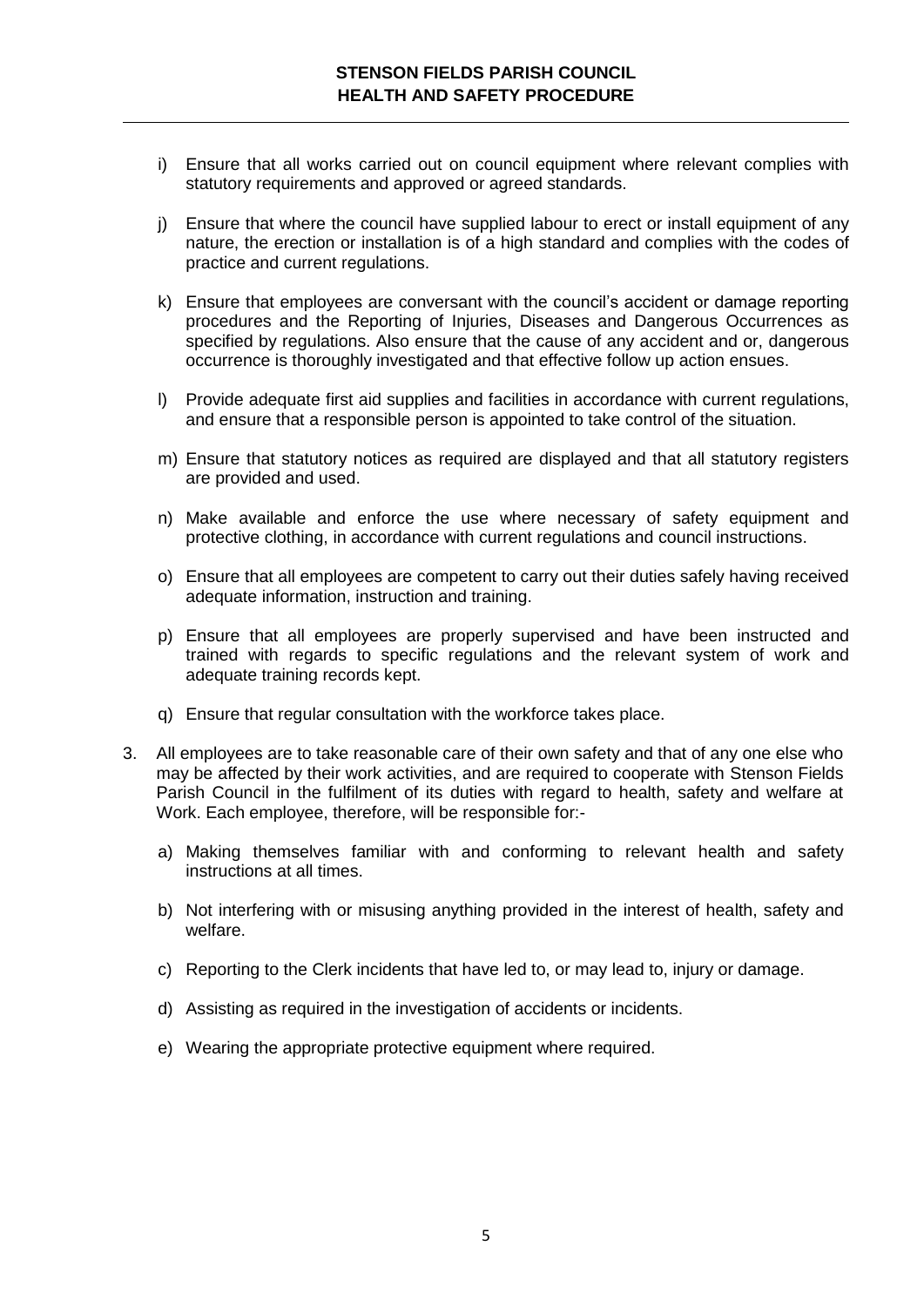i) Ensure that all works carried out on council equipment where relevant complies with statutory requirements and approved or agreed standards.

j) Ensure that where the council have supplied labour to erect or install equipment of any nature, the erection or installation is of a high standard and complies with the codes of practice and current regulations.

k) Ensure that employees are conversant with the council's accident or damage reporting procedures and the Reporting of Injuries, Diseases and Dangerous Occurrences as specified by regulations. Also ensure that the cause of any accident and or, dangerous occurrence is thoroughly investigated and that effective follow up action ensues.

l) Provide adequate first aid supplies and facilities in accordance with current regulations, and ensure that a responsible person is appointed to take control of the situation.

m) Ensure that statutory notices as required are displayed and that all statutory registers are provided and used.

n) Make available and enforce the use where necessary of safety equipment and protective clothing, in accordance with current regulations and council instructions.

o) Ensure that all employees are competent to carry out their duties safely having received adequate information, instruction and training.

p) Ensure that all employees are properly supervised and have been instructed and trained with regards to specific regulations and the relevant system of work and adequate training records kept.

q) Ensure that regular consultation with the workforce takes place.

3. All employees are to take reasonable care of their own safety and that of any one else who may be affected by their work activities, and are required to cooperate with Stenson Fields Parish Council in the fulfilment of its duties with regard to health, safety and welfare at Work. Each employee, therefore, will be responsible for:-

   a) Making themselves familiar with and conforming to relevant health and safety instructions at all times.

   b) Not interfering with or misusing anything provided in the interest of health, safety and welfare.

   c) Reporting to the Clerk incidents that have led to, or may lead to, injury or damage.

   d) Assisting as required in the investigation of accidents or incidents.

   e) Wearing the appropriate protective equipment where required.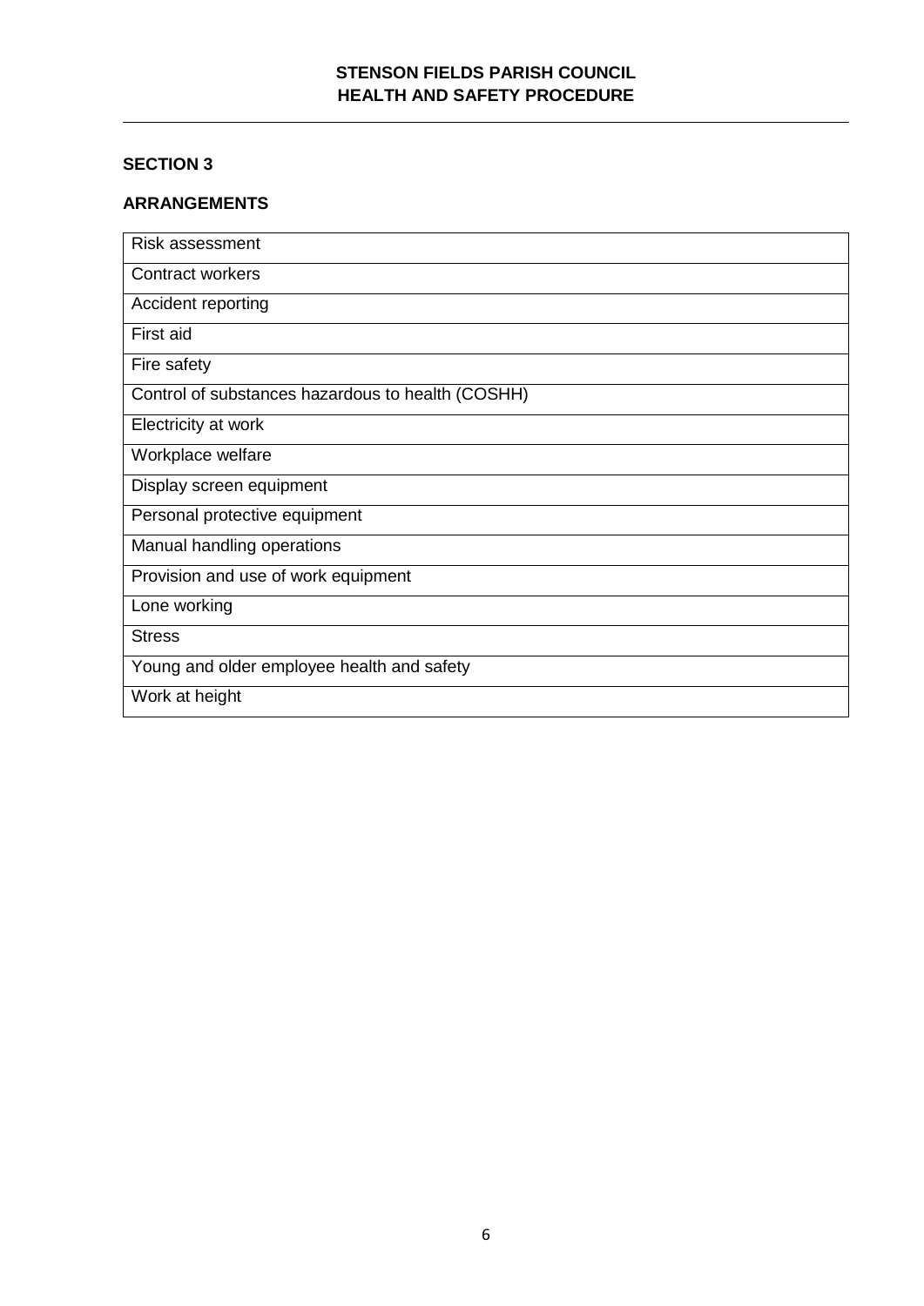## SECTION 3

## ARRANGEMENTS

| Risk assessment |
|---|
| Contract workers |
| Accident reporting |
| First aid |
| Fire safety |
| Control of substances hazardous to health (COSHH) |
| Electricity at work |
| Workplace welfare |
| Display screen equipment |
| Personal protective equipment |
| Manual handling operations |
| Provision and use of work equipment |
| Lone working |
| Stress |
| Young and older employee health and safety |
| Work at height |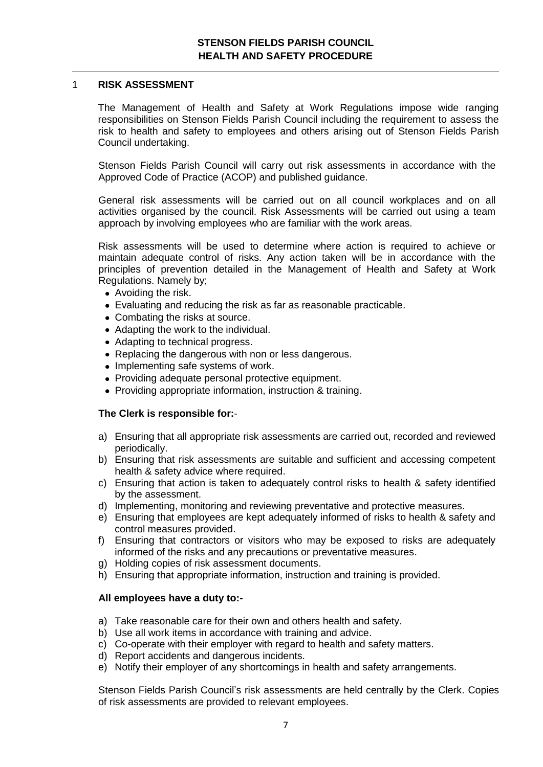# STENSON FIELDS PARISH COUNCIL
# HEALTH AND SAFETY PROCEDURE

## 1 RISK ASSESSMENT

The Management of Health and Safety at Work Regulations impose wide ranging responsibilities on Stenson Fields Parish Council including the requirement to assess the risk to health and safety to employees and others arising out of Stenson Fields Parish Council undertaking.

Stenson Fields Parish Council will carry out risk assessments in accordance with the Approved Code of Practice (ACOP) and published guidance.

General risk assessments will be carried out on all council workplaces and on all activities organised by the council. Risk Assessments will be carried out using a team approach by involving employees who are familiar with the work areas.

Risk assessments will be used to determine where action is required to achieve or maintain adequate control of risks. Any action taken will be in accordance with the principles of prevention detailed in the Management of Health and Safety at Work Regulations. Namely by;

- Avoiding the risk.
- Evaluating and reducing the risk as far as reasonable practicable.
- Combating the risks at source.
- Adapting the work to the individual.
- Adapting to technical progress.
- Replacing the dangerous with non or less dangerous.
- Implementing safe systems of work.
- Providing adequate personal protective equipment.
- Providing appropriate information, instruction & training.

**The Clerk is responsible for:**-

a) Ensuring that all appropriate risk assessments are carried out, recorded and reviewed periodically.
b) Ensuring that risk assessments are suitable and sufficient and accessing competent health & safety advice where required.
c) Ensuring that action is taken to adequately control risks to health & safety identified by the assessment.
d) Implementing, monitoring and reviewing preventative and protective measures.
e) Ensuring that employees are kept adequately informed of risks to health & safety and control measures provided.
f) Ensuring that contractors or visitors who may be exposed to risks are adequately informed of the risks and any precautions or preventative measures.
g) Holding copies of risk assessment documents.
h) Ensuring that appropriate information, instruction and training is provided.

**All employees have a duty to:-**

a) Take reasonable care for their own and others health and safety.
b) Use all work items in accordance with training and advice.
c) Co-operate with their employer with regard to health and safety matters.
d) Report accidents and dangerous incidents.
e) Notify their employer of any shortcomings in health and safety arrangements.

Stenson Fields Parish Council's risk assessments are held centrally by the Clerk. Copies of risk assessments are provided to relevant employees.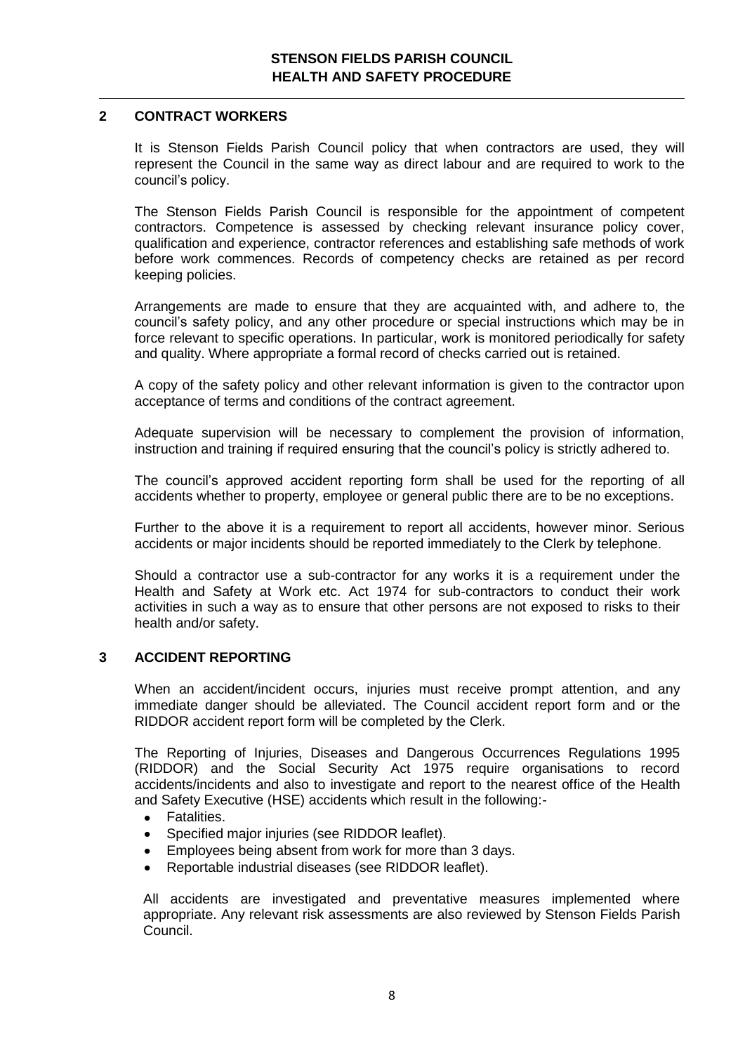## 2 CONTRACT WORKERS

It is Stenson Fields Parish Council policy that when contractors are used, they will represent the Council in the same way as direct labour and are required to work to the council's policy.

The Stenson Fields Parish Council is responsible for the appointment of competent contractors. Competence is assessed by checking relevant insurance policy cover, qualification and experience, contractor references and establishing safe methods of work before work commences. Records of competency checks are retained as per record keeping policies.

Arrangements are made to ensure that they are acquainted with, and adhere to, the council's safety policy, and any other procedure or special instructions which may be in force relevant to specific operations. In particular, work is monitored periodically for safety and quality. Where appropriate a formal record of checks carried out is retained.

A copy of the safety policy and other relevant information is given to the contractor upon acceptance of terms and conditions of the contract agreement.

Adequate supervision will be necessary to complement the provision of information, instruction and training if required ensuring that the council's policy is strictly adhered to.

The council's approved accident reporting form shall be used for the reporting of all accidents whether to property, employee or general public there are to be no exceptions.

Further to the above it is a requirement to report all accidents, however minor. Serious accidents or major incidents should be reported immediately to the Clerk by telephone.

Should a contractor use a sub-contractor for any works it is a requirement under the Health and Safety at Work etc. Act 1974 for sub-contractors to conduct their work activities in such a way as to ensure that other persons are not exposed to risks to their health and/or safety.

## 3 ACCIDENT REPORTING

When an accident/incident occurs, injuries must receive prompt attention, and any immediate danger should be alleviated. The Council accident report form and or the RIDDOR accident report form will be completed by the Clerk.

The Reporting of Injuries, Diseases and Dangerous Occurrences Regulations 1995 (RIDDOR) and the Social Security Act 1975 require organisations to record accidents/incidents and also to investigate and report to the nearest office of the Health and Safety Executive (HSE) accidents which result in the following:-

- Fatalities.
- Specified major injuries (see RIDDOR leaflet).
- Employees being absent from work for more than 3 days.
- Reportable industrial diseases (see RIDDOR leaflet).

All accidents are investigated and preventative measures implemented where appropriate. Any relevant risk assessments are also reviewed by Stenson Fields Parish Council.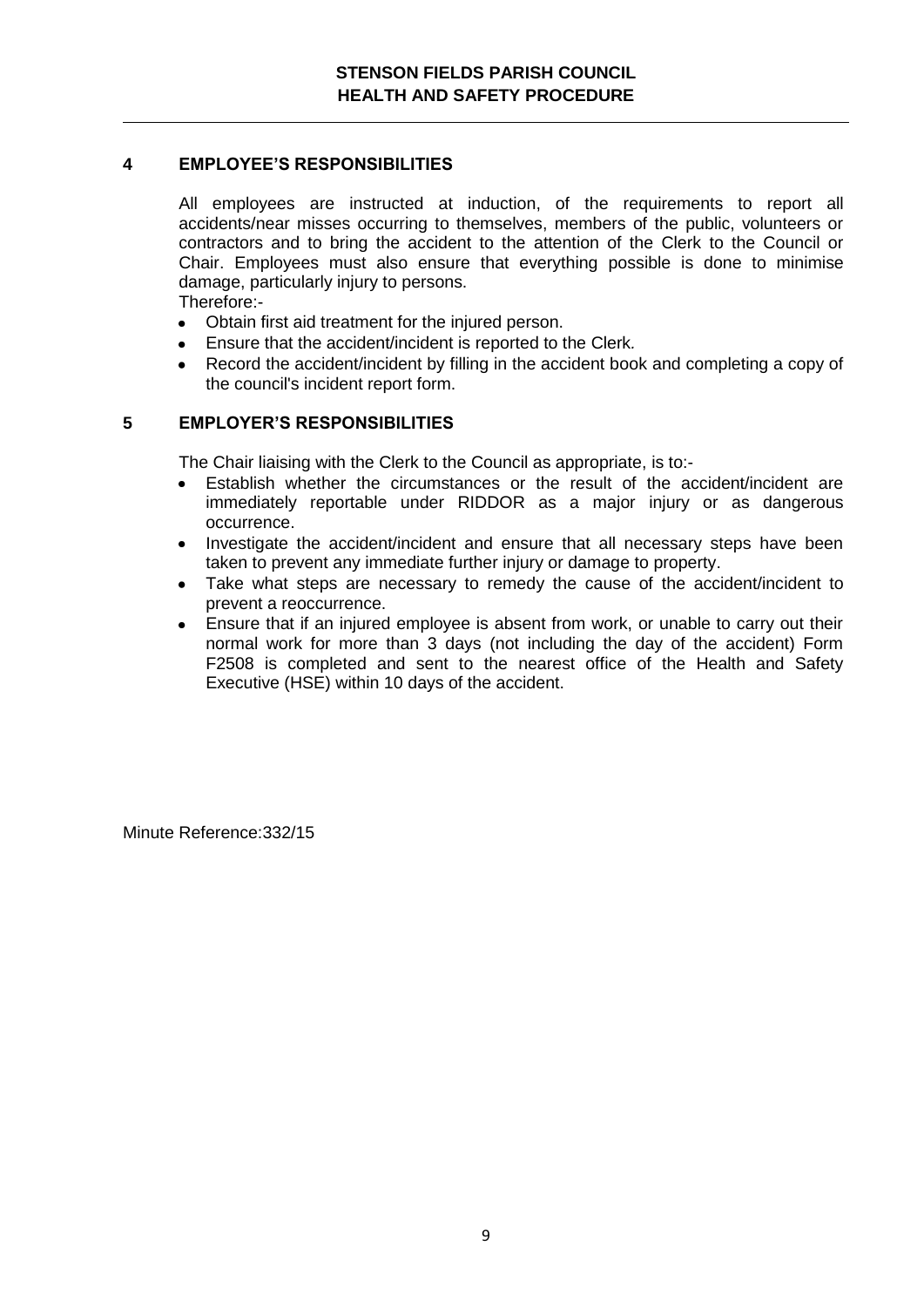## 4 EMPLOYEE'S RESPONSIBILITIES

All employees are instructed at induction, of the requirements to report all accidents/near misses occurring to themselves, members of the public, volunteers or contractors and to bring the accident to the attention of the Clerk to the Council or Chair. Employees must also ensure that everything possible is done to minimise damage, particularly injury to persons.

Therefore:-

- Obtain first aid treatment for the injured person.
- Ensure that the accident/incident is reported to the Clerk.
- Record the accident/incident by filling in the accident book and completing a copy of the council's incident report form.

## 5 EMPLOYER'S RESPONSIBILITIES

The Chair liaising with the Clerk to the Council as appropriate, is to:-

- Establish whether the circumstances or the result of the accident/incident are immediately reportable under RIDDOR as a major injury or as dangerous occurrence.
- Investigate the accident/incident and ensure that all necessary steps have been taken to prevent any immediate further injury or damage to property.
- Take what steps are necessary to remedy the cause of the accident/incident to prevent a reoccurrence.
- Ensure that if an injured employee is absent from work, or unable to carry out their normal work for more than 3 days (not including the day of the accident) Form F2508 is completed and sent to the nearest office of the Health and Safety Executive (HSE) within 10 days of the accident.

Minute Reference:332/15